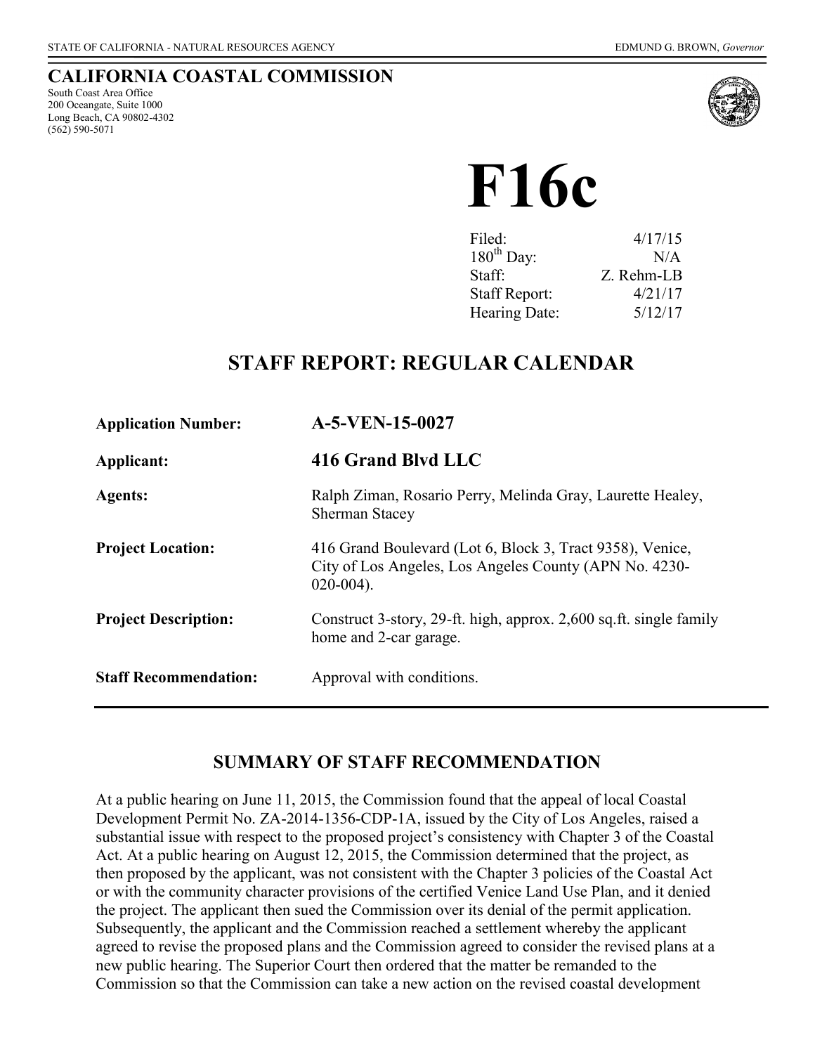STATE OF CALIFORNIA - NATURAL RESOURCES AGENCY EDMUND G. BROWN, *Governor*

## CALIFORNIA COASTAL COMMISSION

South Coast Area Office
200 Oceangate, Suite 1000
Long Beach, CA 90802-4302
(562) 590-5071

# F16c

| | |
|---|---|
| Filed: | 4/17/15 |
| 180th Day: | N/A |
| Staff: | Z. Rehm-LB |
| Staff Report: | 4/21/17 |
| Hearing Date: | 5/12/17 |

## STAFF REPORT: REGULAR CALENDAR

| | |
|---|---|
| **Application Number:** | **A-5-VEN-15-0027** |
| **Applicant:** | **416 Grand Blvd LLC** |
| **Agents:** | Ralph Ziman, Rosario Perry, Melinda Gray, Laurette Healey, Sherman Stacey |
| **Project Location:** | 416 Grand Boulevard (Lot 6, Block 3, Tract 9358), Venice, City of Los Angeles, Los Angeles County (APN No. 4230-020-004). |
| **Project Description:** | Construct 3-story, 29-ft. high, approx. 2,600 sq.ft. single family home and 2-car garage. |
| **Staff Recommendation:** | Approval with conditions. |

## SUMMARY OF STAFF RECOMMENDATION

At a public hearing on June 11, 2015, the Commission found that the appeal of local Coastal Development Permit No. ZA-2014-1356-CDP-1A, issued by the City of Los Angeles, raised a substantial issue with respect to the proposed project's consistency with Chapter 3 of the Coastal Act. At a public hearing on August 12, 2015, the Commission determined that the project, as then proposed by the applicant, was not consistent with the Chapter 3 policies of the Coastal Act or with the community character provisions of the certified Venice Land Use Plan, and it denied the project. The applicant then sued the Commission over its denial of the permit application. Subsequently, the applicant and the Commission reached a settlement whereby the applicant agreed to revise the proposed plans and the Commission agreed to consider the revised plans at a new public hearing. The Superior Court then ordered that the matter be remanded to the Commission so that the Commission can take a new action on the revised coastal development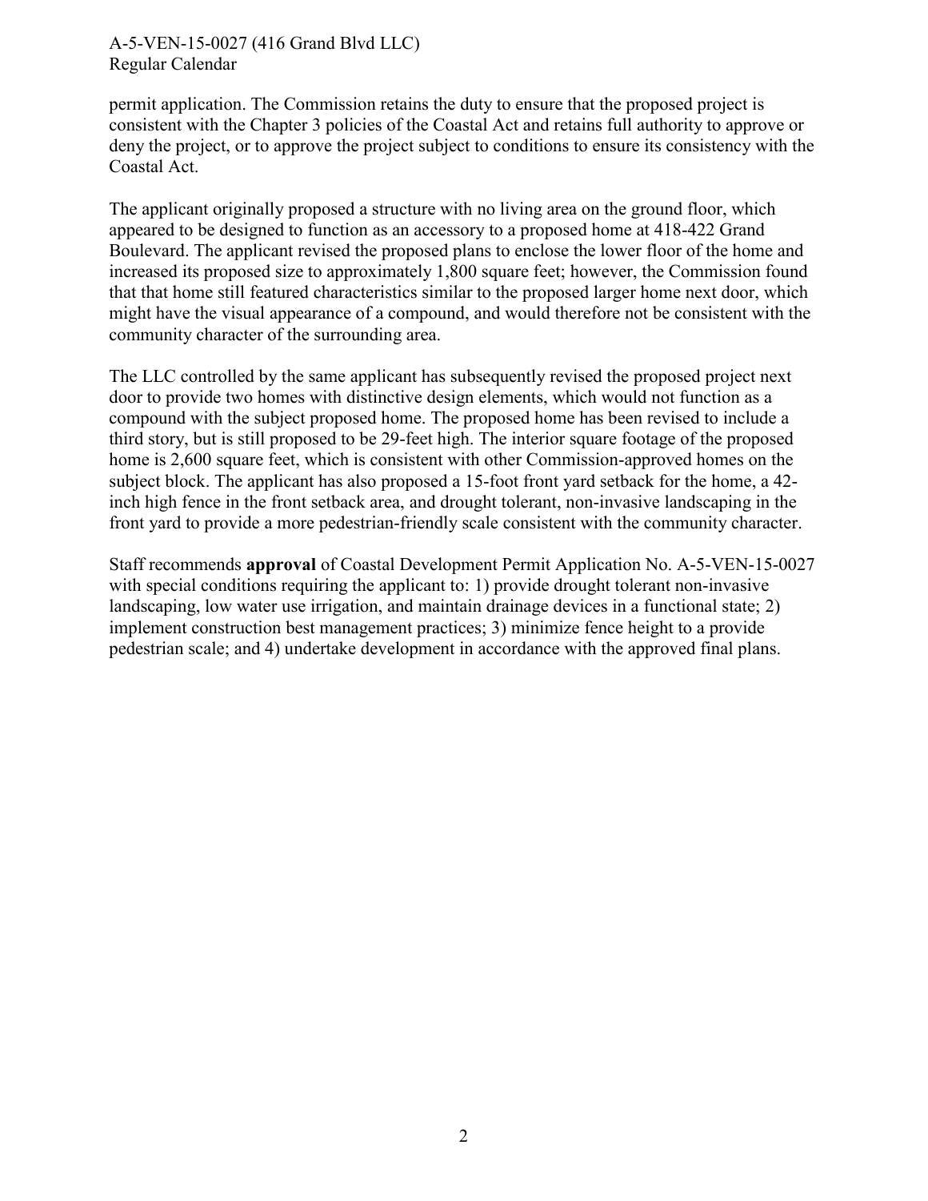permit application. The Commission retains the duty to ensure that the proposed project is consistent with the Chapter 3 policies of the Coastal Act and retains full authority to approve or deny the project, or to approve the project subject to conditions to ensure its consistency with the Coastal Act.

The applicant originally proposed a structure with no living area on the ground floor, which appeared to be designed to function as an accessory to a proposed home at 418-422 Grand Boulevard. The applicant revised the proposed plans to enclose the lower floor of the home and increased its proposed size to approximately 1,800 square feet; however, the Commission found that that home still featured characteristics similar to the proposed larger home next door, which might have the visual appearance of a compound, and would therefore not be consistent with the community character of the surrounding area.

The LLC controlled by the same applicant has subsequently revised the proposed project next door to provide two homes with distinctive design elements, which would not function as a compound with the subject proposed home. The proposed home has been revised to include a third story, but is still proposed to be 29-feet high. The interior square footage of the proposed home is 2,600 square feet, which is consistent with other Commission-approved homes on the subject block. The applicant has also proposed a 15-foot front yard setback for the home, a 42-inch high fence in the front setback area, and drought tolerant, non-invasive landscaping in the front yard to provide a more pedestrian-friendly scale consistent with the community character.

Staff recommends **approval** of Coastal Development Permit Application No. A-5-VEN-15-0027 with special conditions requiring the applicant to: 1) provide drought tolerant non-invasive landscaping, low water use irrigation, and maintain drainage devices in a functional state; 2) implement construction best management practices; 3) minimize fence height to a provide pedestrian scale; and 4) undertake development in accordance with the approved final plans.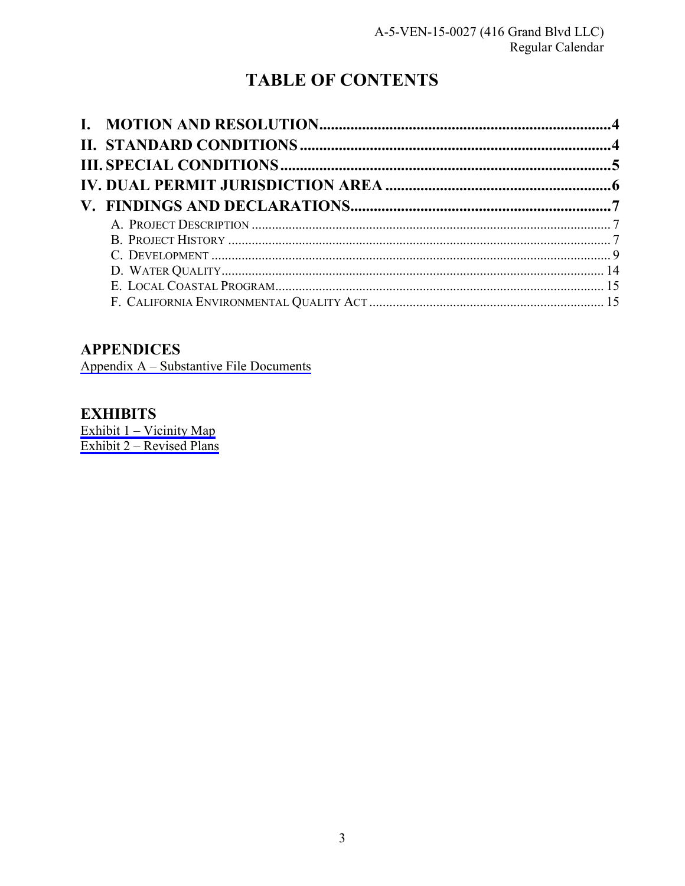# TABLE OF CONTENTS

**I. MOTION AND RESOLUTION** .......... **4**
**II. STANDARD CONDITIONS** .......... **4**
**III. SPECIAL CONDITIONS** .......... **5**
**IV. DUAL PERMIT JURISDICTION AREA** .......... **6**
**V. FINDINGS AND DECLARATIONS** .......... **7**

- A. PROJECT DESCRIPTION .......... 7
- B. PROJECT HISTORY .......... 7
- C. DEVELOPMENT .......... 9
- D. WATER QUALITY .......... 14
- E. LOCAL COASTAL PROGRAM .......... 15
- F. CALIFORNIA ENVIRONMENTAL QUALITY ACT .......... 15

## APPENDICES

Appendix A – Substantive File Documents

## EXHIBITS

Exhibit 1 – Vicinity Map
Exhibit 2 – Revised Plans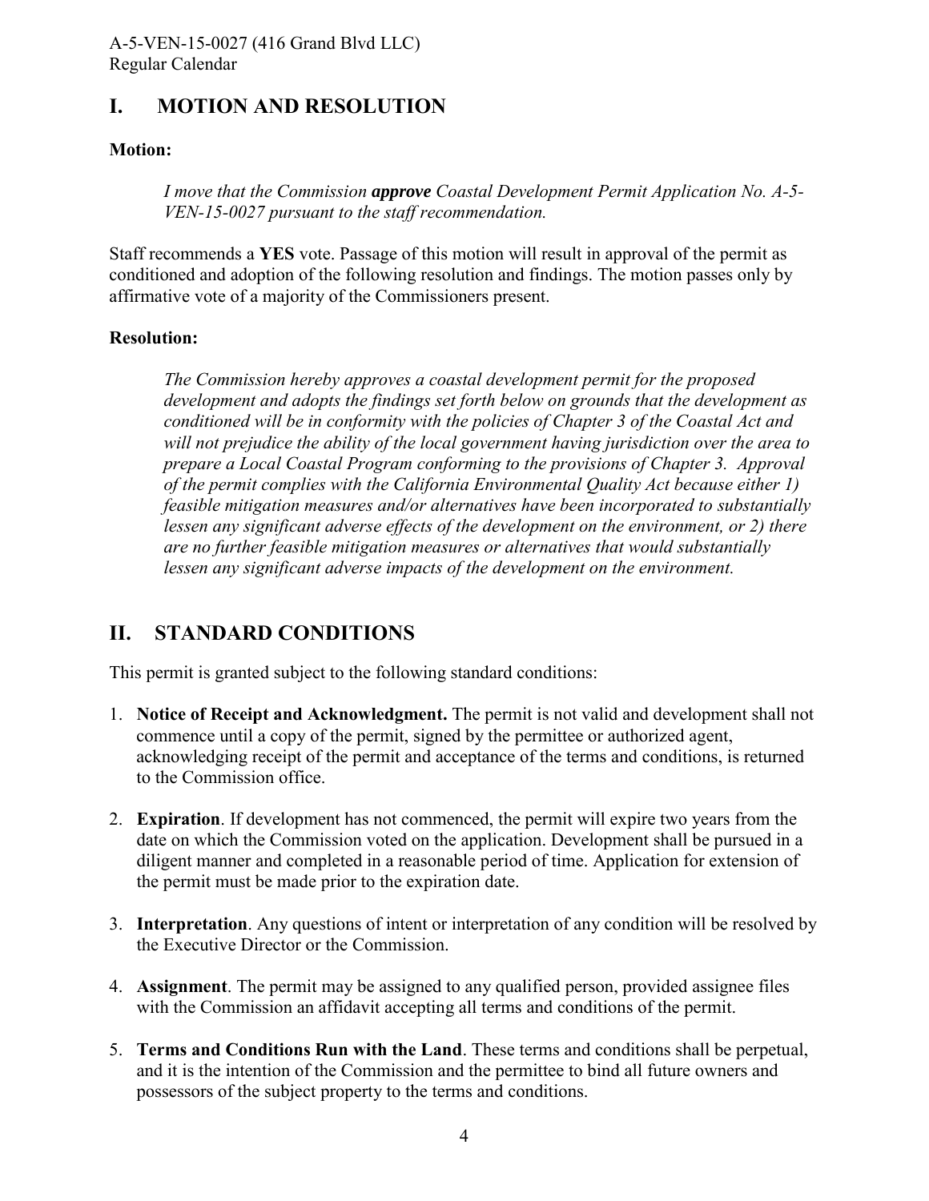## I. MOTION AND RESOLUTION

**Motion:**

> *I move that the Commission **approve** Coastal Development Permit Application No. A-5-VEN-15-0027 pursuant to the staff recommendation.*

Staff recommends a **YES** vote. Passage of this motion will result in approval of the permit as conditioned and adoption of the following resolution and findings. The motion passes only by affirmative vote of a majority of the Commissioners present.

**Resolution:**

> *The Commission hereby approves a coastal development permit for the proposed development and adopts the findings set forth below on grounds that the development as conditioned will be in conformity with the policies of Chapter 3 of the Coastal Act and will not prejudice the ability of the local government having jurisdiction over the area to prepare a Local Coastal Program conforming to the provisions of Chapter 3. Approval of the permit complies with the California Environmental Quality Act because either 1) feasible mitigation measures and/or alternatives have been incorporated to substantially lessen any significant adverse effects of the development on the environment, or 2) there are no further feasible mitigation measures or alternatives that would substantially lessen any significant adverse impacts of the development on the environment.*

## II. STANDARD CONDITIONS

This permit is granted subject to the following standard conditions:

1. **Notice of Receipt and Acknowledgment.** The permit is not valid and development shall not commence until a copy of the permit, signed by the permittee or authorized agent, acknowledging receipt of the permit and acceptance of the terms and conditions, is returned to the Commission office.
2. **Expiration**. If development has not commenced, the permit will expire two years from the date on which the Commission voted on the application. Development shall be pursued in a diligent manner and completed in a reasonable period of time. Application for extension of the permit must be made prior to the expiration date.
3. **Interpretation**. Any questions of intent or interpretation of any condition will be resolved by the Executive Director or the Commission.
4. **Assignment**. The permit may be assigned to any qualified person, provided assignee files with the Commission an affidavit accepting all terms and conditions of the permit.
5. **Terms and Conditions Run with the Land**. These terms and conditions shall be perpetual, and it is the intention of the Commission and the permittee to bind all future owners and possessors of the subject property to the terms and conditions.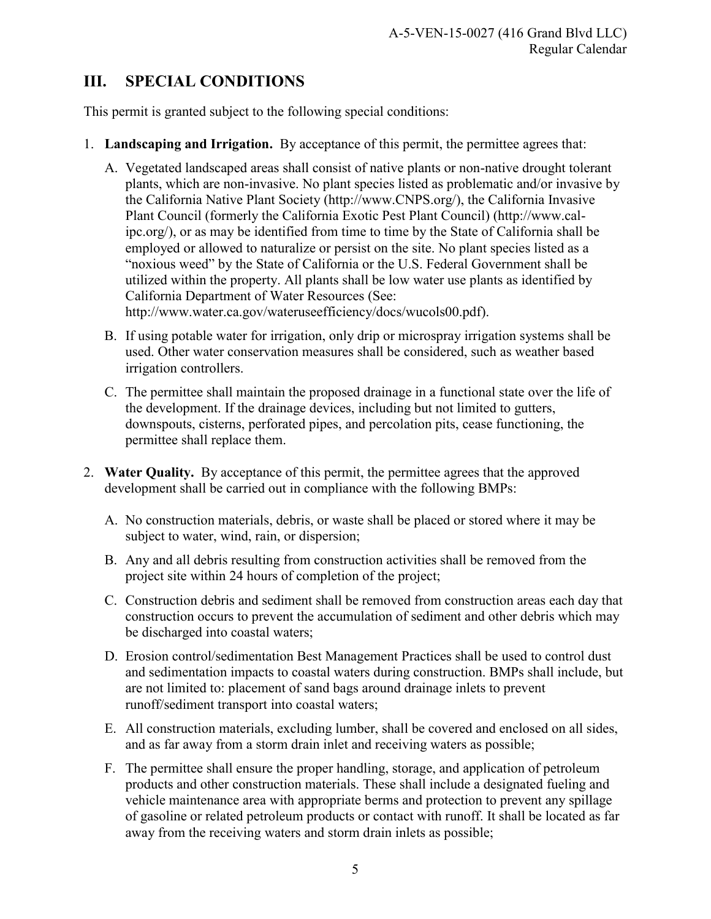## III. SPECIAL CONDITIONS

This permit is granted subject to the following special conditions:

1. **Landscaping and Irrigation.** By acceptance of this permit, the permittee agrees that:

   A. Vegetated landscaped areas shall consist of native plants or non-native drought tolerant plants, which are non-invasive. No plant species listed as problematic and/or invasive by the California Native Plant Society (http://www.CNPS.org/), the California Invasive Plant Council (formerly the California Exotic Pest Plant Council) (http://www.cal-ipc.org/), or as may be identified from time to time by the State of California shall be employed or allowed to naturalize or persist on the site. No plant species listed as a "noxious weed" by the State of California or the U.S. Federal Government shall be utilized within the property. All plants shall be low water use plants as identified by California Department of Water Resources (See: http://www.water.ca.gov/wateruseefficiency/docs/wucols00.pdf).

   B. If using potable water for irrigation, only drip or microspray irrigation systems shall be used. Other water conservation measures shall be considered, such as weather based irrigation controllers.

   C. The permittee shall maintain the proposed drainage in a functional state over the life of the development. If the drainage devices, including but not limited to gutters, downspouts, cisterns, perforated pipes, and percolation pits, cease functioning, the permittee shall replace them.

2. **Water Quality.** By acceptance of this permit, the permittee agrees that the approved development shall be carried out in compliance with the following BMPs:

   A. No construction materials, debris, or waste shall be placed or stored where it may be subject to water, wind, rain, or dispersion;

   B. Any and all debris resulting from construction activities shall be removed from the project site within 24 hours of completion of the project;

   C. Construction debris and sediment shall be removed from construction areas each day that construction occurs to prevent the accumulation of sediment and other debris which may be discharged into coastal waters;

   D. Erosion control/sedimentation Best Management Practices shall be used to control dust and sedimentation impacts to coastal waters during construction. BMPs shall include, but are not limited to: placement of sand bags around drainage inlets to prevent runoff/sediment transport into coastal waters;

   E. All construction materials, excluding lumber, shall be covered and enclosed on all sides, and as far away from a storm drain inlet and receiving waters as possible;

   F. The permittee shall ensure the proper handling, storage, and application of petroleum products and other construction materials. These shall include a designated fueling and vehicle maintenance area with appropriate berms and protection to prevent any spillage of gasoline or related petroleum products or contact with runoff. It shall be located as far away from the receiving waters and storm drain inlets as possible;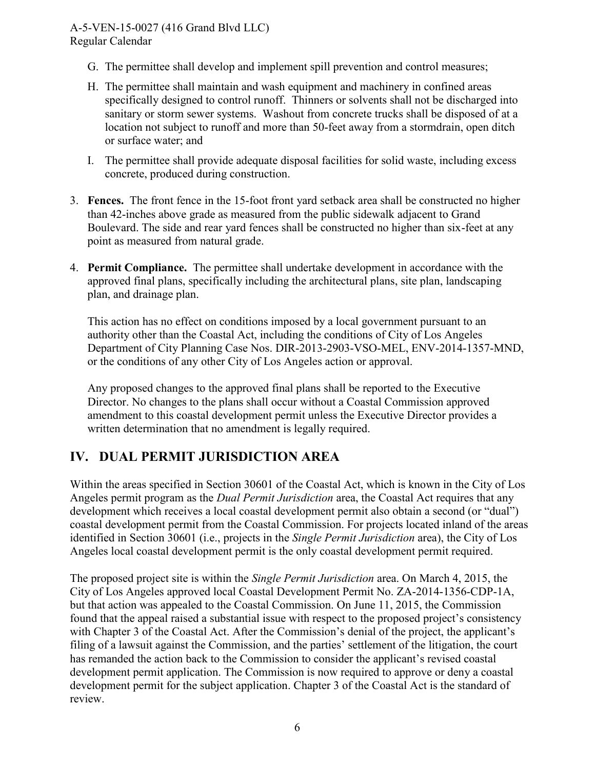G. The permittee shall develop and implement spill prevention and control measures;

H. The permittee shall maintain and wash equipment and machinery in confined areas specifically designed to control runoff. Thinners or solvents shall not be discharged into sanitary or storm sewer systems. Washout from concrete trucks shall be disposed of at a location not subject to runoff and more than 50-feet away from a stormdrain, open ditch or surface water; and

I. The permittee shall provide adequate disposal facilities for solid waste, including excess concrete, produced during construction.

3. **Fences.** The front fence in the 15-foot front yard setback area shall be constructed no higher than 42-inches above grade as measured from the public sidewalk adjacent to Grand Boulevard. The side and rear yard fences shall be constructed no higher than six-feet at any point as measured from natural grade.

4. **Permit Compliance.** The permittee shall undertake development in accordance with the approved final plans, specifically including the architectural plans, site plan, landscaping plan, and drainage plan.

   This action has no effect on conditions imposed by a local government pursuant to an authority other than the Coastal Act, including the conditions of City of Los Angeles Department of City Planning Case Nos. DIR-2013-2903-VSO-MEL, ENV-2014-1357-MND, or the conditions of any other City of Los Angeles action or approval.

   Any proposed changes to the approved final plans shall be reported to the Executive Director. No changes to the plans shall occur without a Coastal Commission approved amendment to this coastal development permit unless the Executive Director provides a written determination that no amendment is legally required.

## IV. DUAL PERMIT JURISDICTION AREA

Within the areas specified in Section 30601 of the Coastal Act, which is known in the City of Los Angeles permit program as the *Dual Permit Jurisdiction* area, the Coastal Act requires that any development which receives a local coastal development permit also obtain a second (or "dual") coastal development permit from the Coastal Commission. For projects located inland of the areas identified in Section 30601 (i.e., projects in the *Single Permit Jurisdiction* area), the City of Los Angeles local coastal development permit is the only coastal development permit required.

The proposed project site is within the *Single Permit Jurisdiction* area. On March 4, 2015, the City of Los Angeles approved local Coastal Development Permit No. ZA-2014-1356-CDP-1A, but that action was appealed to the Coastal Commission. On June 11, 2015, the Commission found that the appeal raised a substantial issue with respect to the proposed project's consistency with Chapter 3 of the Coastal Act. After the Commission's denial of the project, the applicant's filing of a lawsuit against the Commission, and the parties' settlement of the litigation, the court has remanded the action back to the Commission to consider the applicant's revised coastal development permit application. The Commission is now required to approve or deny a coastal development permit for the subject application. Chapter 3 of the Coastal Act is the standard of review.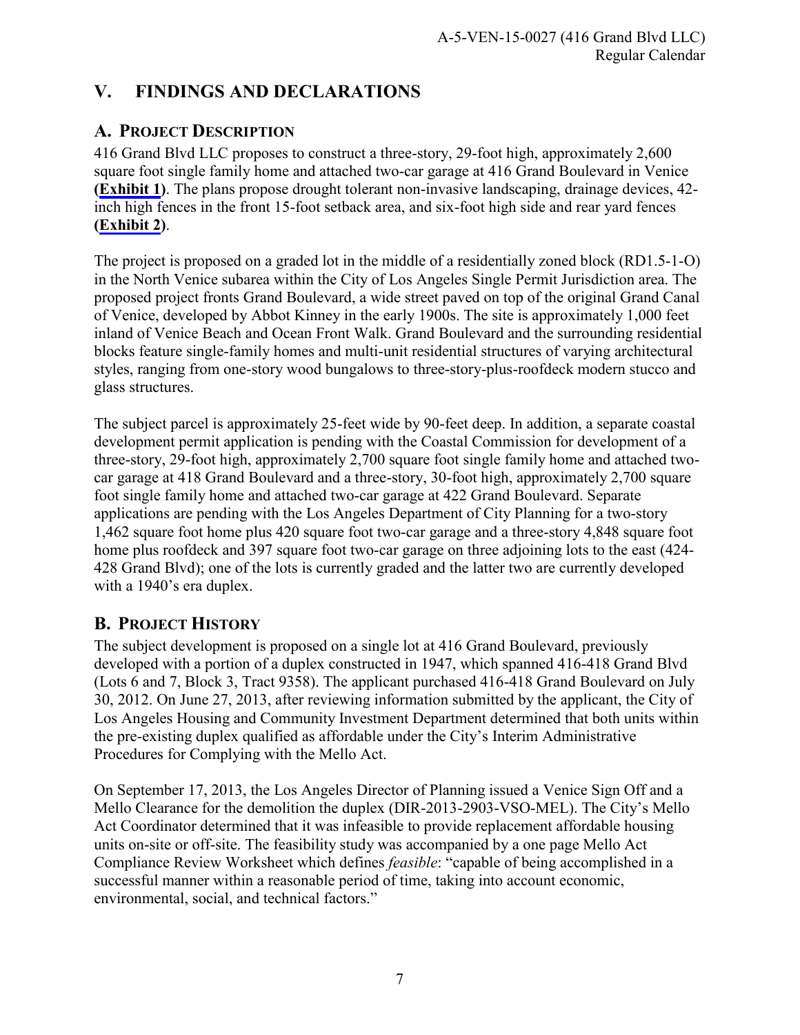# V. FINDINGS AND DECLARATIONS

## A. PROJECT DESCRIPTION

416 Grand Blvd LLC proposes to construct a three-story, 29-foot high, approximately 2,600 square foot single family home and attached two-car garage at 416 Grand Boulevard in Venice **(Exhibit 1)**. The plans propose drought tolerant non-invasive landscaping, drainage devices, 42-inch high fences in the front 15-foot setback area, and six-foot high side and rear yard fences **(Exhibit 2)**.

The project is proposed on a graded lot in the middle of a residentially zoned block (RD1.5-1-O) in the North Venice subarea within the City of Los Angeles Single Permit Jurisdiction area. The proposed project fronts Grand Boulevard, a wide street paved on top of the original Grand Canal of Venice, developed by Abbot Kinney in the early 1900s. The site is approximately 1,000 feet inland of Venice Beach and Ocean Front Walk. Grand Boulevard and the surrounding residential blocks feature single-family homes and multi-unit residential structures of varying architectural styles, ranging from one-story wood bungalows to three-story-plus-roofdeck modern stucco and glass structures.

The subject parcel is approximately 25-feet wide by 90-feet deep. In addition, a separate coastal development permit application is pending with the Coastal Commission for development of a three-story, 29-foot high, approximately 2,700 square foot single family home and attached two-car garage at 418 Grand Boulevard and a three-story, 30-foot high, approximately 2,700 square foot single family home and attached two-car garage at 422 Grand Boulevard. Separate applications are pending with the Los Angeles Department of City Planning for a two-story 1,462 square foot home plus 420 square foot two-car garage and a three-story 4,848 square foot home plus roofdeck and 397 square foot two-car garage on three adjoining lots to the east (424-428 Grand Blvd); one of the lots is currently graded and the latter two are currently developed with a 1940's era duplex.

## B. PROJECT HISTORY

The subject development is proposed on a single lot at 416 Grand Boulevard, previously developed with a portion of a duplex constructed in 1947, which spanned 416-418 Grand Blvd (Lots 6 and 7, Block 3, Tract 9358). The applicant purchased 416-418 Grand Boulevard on July 30, 2012. On June 27, 2013, after reviewing information submitted by the applicant, the City of Los Angeles Housing and Community Investment Department determined that both units within the pre-existing duplex qualified as affordable under the City's Interim Administrative Procedures for Complying with the Mello Act.

On September 17, 2013, the Los Angeles Director of Planning issued a Venice Sign Off and a Mello Clearance for the demolition the duplex (DIR-2013-2903-VSO-MEL). The City's Mello Act Coordinator determined that it was infeasible to provide replacement affordable housing units on-site or off-site. The feasibility study was accompanied by a one page Mello Act Compliance Review Worksheet which defines *feasible*: "capable of being accomplished in a successful manner within a reasonable period of time, taking into account economic, environmental, social, and technical factors."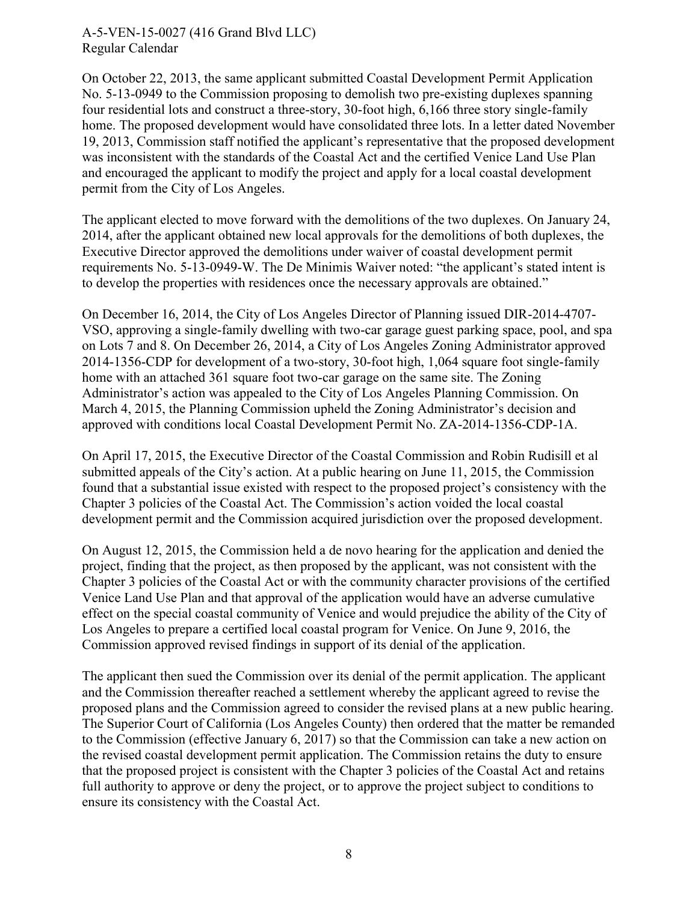On October 22, 2013, the same applicant submitted Coastal Development Permit Application No. 5-13-0949 to the Commission proposing to demolish two pre-existing duplexes spanning four residential lots and construct a three-story, 30-foot high, 6,166 three story single-family home. The proposed development would have consolidated three lots. In a letter dated November 19, 2013, Commission staff notified the applicant's representative that the proposed development was inconsistent with the standards of the Coastal Act and the certified Venice Land Use Plan and encouraged the applicant to modify the project and apply for a local coastal development permit from the City of Los Angeles.

The applicant elected to move forward with the demolitions of the two duplexes. On January 24, 2014, after the applicant obtained new local approvals for the demolitions of both duplexes, the Executive Director approved the demolitions under waiver of coastal development permit requirements No. 5-13-0949-W. The De Minimis Waiver noted: "the applicant's stated intent is to develop the properties with residences once the necessary approvals are obtained."

On December 16, 2014, the City of Los Angeles Director of Planning issued DIR-2014-4707-VSO, approving a single-family dwelling with two-car garage guest parking space, pool, and spa on Lots 7 and 8. On December 26, 2014, a City of Los Angeles Zoning Administrator approved 2014-1356-CDP for development of a two-story, 30-foot high, 1,064 square foot single-family home with an attached 361 square foot two-car garage on the same site. The Zoning Administrator's action was appealed to the City of Los Angeles Planning Commission. On March 4, 2015, the Planning Commission upheld the Zoning Administrator's decision and approved with conditions local Coastal Development Permit No. ZA-2014-1356-CDP-1A.

On April 17, 2015, the Executive Director of the Coastal Commission and Robin Rudisill et al submitted appeals of the City's action. At a public hearing on June 11, 2015, the Commission found that a substantial issue existed with respect to the proposed project's consistency with the Chapter 3 policies of the Coastal Act. The Commission's action voided the local coastal development permit and the Commission acquired jurisdiction over the proposed development.

On August 12, 2015, the Commission held a de novo hearing for the application and denied the project, finding that the project, as then proposed by the applicant, was not consistent with the Chapter 3 policies of the Coastal Act or with the community character provisions of the certified Venice Land Use Plan and that approval of the application would have an adverse cumulative effect on the special coastal community of Venice and would prejudice the ability of the City of Los Angeles to prepare a certified local coastal program for Venice. On June 9, 2016, the Commission approved revised findings in support of its denial of the application.

The applicant then sued the Commission over its denial of the permit application. The applicant and the Commission thereafter reached a settlement whereby the applicant agreed to revise the proposed plans and the Commission agreed to consider the revised plans at a new public hearing. The Superior Court of California (Los Angeles County) then ordered that the matter be remanded to the Commission (effective January 6, 2017) so that the Commission can take a new action on the revised coastal development permit application. The Commission retains the duty to ensure that the proposed project is consistent with the Chapter 3 policies of the Coastal Act and retains full authority to approve or deny the project, or to approve the project subject to conditions to ensure its consistency with the Coastal Act.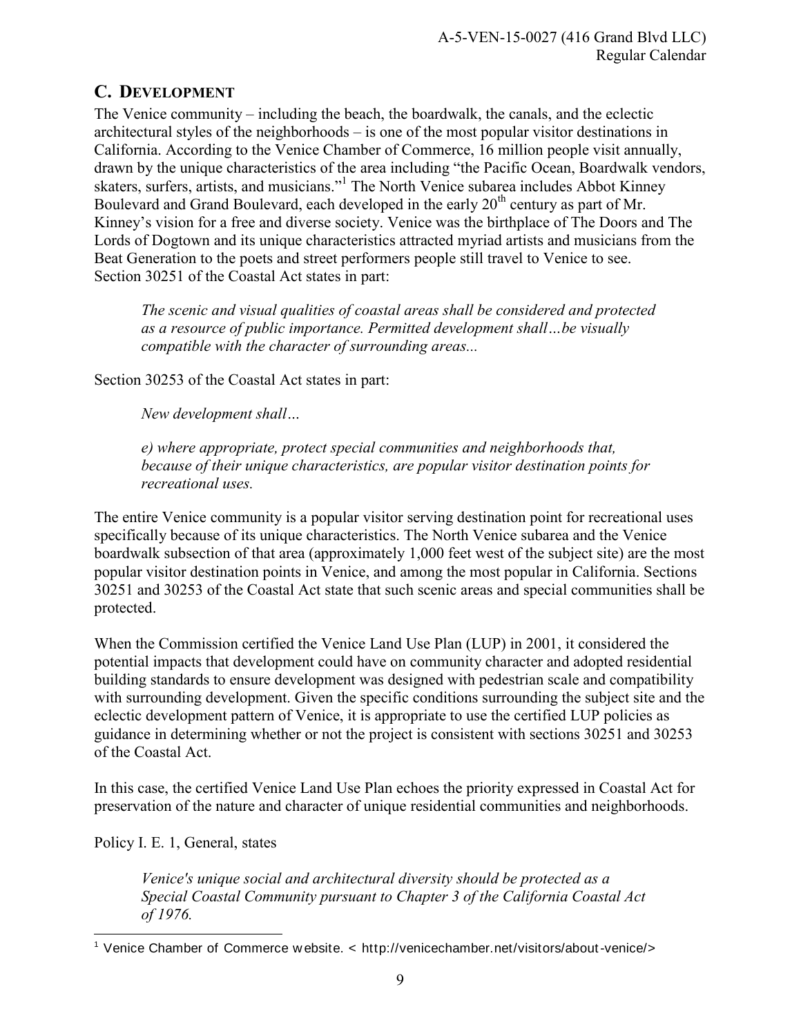## C. Development

The Venice community – including the beach, the boardwalk, the canals, and the eclectic architectural styles of the neighborhoods – is one of the most popular visitor destinations in California. According to the Venice Chamber of Commerce, 16 million people visit annually, drawn by the unique characteristics of the area including "the Pacific Ocean, Boardwalk vendors, skaters, surfers, artists, and musicians."[1] The North Venice subarea includes Abbot Kinney Boulevard and Grand Boulevard, each developed in the early 20th century as part of Mr. Kinney's vision for a free and diverse society. Venice was the birthplace of The Doors and The Lords of Dogtown and its unique characteristics attracted myriad artists and musicians from the Beat Generation to the poets and street performers people still travel to Venice to see.
Section 30251 of the Coastal Act states in part:

> *The scenic and visual qualities of coastal areas shall be considered and protected as a resource of public importance. Permitted development shall…be visually compatible with the character of surrounding areas...*

Section 30253 of the Coastal Act states in part:

> *New development shall…*
>
> *e) where appropriate, protect special communities and neighborhoods that, because of their unique characteristics, are popular visitor destination points for recreational uses.*

The entire Venice community is a popular visitor serving destination point for recreational uses specifically because of its unique characteristics. The North Venice subarea and the Venice boardwalk subsection of that area (approximately 1,000 feet west of the subject site) are the most popular visitor destination points in Venice, and among the most popular in California. Sections 30251 and 30253 of the Coastal Act state that such scenic areas and special communities shall be protected.

When the Commission certified the Venice Land Use Plan (LUP) in 2001, it considered the potential impacts that development could have on community character and adopted residential building standards to ensure development was designed with pedestrian scale and compatibility with surrounding development. Given the specific conditions surrounding the subject site and the eclectic development pattern of Venice, it is appropriate to use the certified LUP policies as guidance in determining whether or not the project is consistent with sections 30251 and 30253 of the Coastal Act.

In this case, the certified Venice Land Use Plan echoes the priority expressed in Coastal Act for preservation of the nature and character of unique residential communities and neighborhoods.

Policy I. E. 1, General, states

> *Venice's unique social and architectural diversity should be protected as a Special Coastal Community pursuant to Chapter 3 of the California Coastal Act of 1976.*

---

[1] Venice Chamber of Commerce website. < http://venicechamber.net/visitors/about-venice/>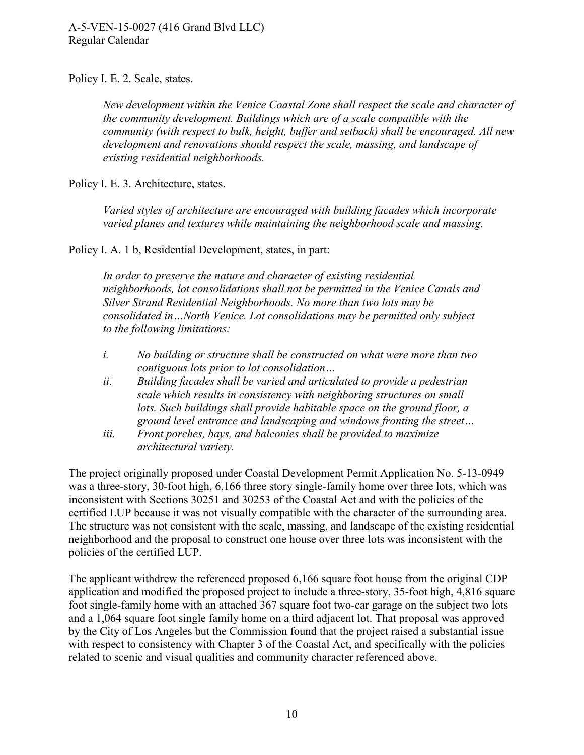Policy I. E. 2. Scale, states.

> *New development within the Venice Coastal Zone shall respect the scale and character of the community development. Buildings which are of a scale compatible with the community (with respect to bulk, height, buffer and setback) shall be encouraged. All new development and renovations should respect the scale, massing, and landscape of existing residential neighborhoods.*

Policy I. E. 3. Architecture, states.

> *Varied styles of architecture are encouraged with building facades which incorporate varied planes and textures while maintaining the neighborhood scale and massing.*

Policy I. A. 1 b, Residential Development, states, in part:

> *In order to preserve the nature and character of existing residential neighborhoods, lot consolidations shall not be permitted in the Venice Canals and Silver Strand Residential Neighborhoods. No more than two lots may be consolidated in…North Venice. Lot consolidations may be permitted only subject to the following limitations:*
>
> *i. No building or structure shall be constructed on what were more than two contiguous lots prior to lot consolidation…*
>
> *ii. Building facades shall be varied and articulated to provide a pedestrian scale which results in consistency with neighboring structures on small lots. Such buildings shall provide habitable space on the ground floor, a ground level entrance and landscaping and windows fronting the street…*
>
> *iii. Front porches, bays, and balconies shall be provided to maximize architectural variety.*

The project originally proposed under Coastal Development Permit Application No. 5-13-0949 was a three-story, 30-foot high, 6,166 three story single-family home over three lots, which was inconsistent with Sections 30251 and 30253 of the Coastal Act and with the policies of the certified LUP because it was not visually compatible with the character of the surrounding area. The structure was not consistent with the scale, massing, and landscape of the existing residential neighborhood and the proposal to construct one house over three lots was inconsistent with the policies of the certified LUP.

The applicant withdrew the referenced proposed 6,166 square foot house from the original CDP application and modified the proposed project to include a three-story, 35-foot high, 4,816 square foot single-family home with an attached 367 square foot two-car garage on the subject two lots and a 1,064 square foot single family home on a third adjacent lot. That proposal was approved by the City of Los Angeles but the Commission found that the project raised a substantial issue with respect to consistency with Chapter 3 of the Coastal Act, and specifically with the policies related to scenic and visual qualities and community character referenced above.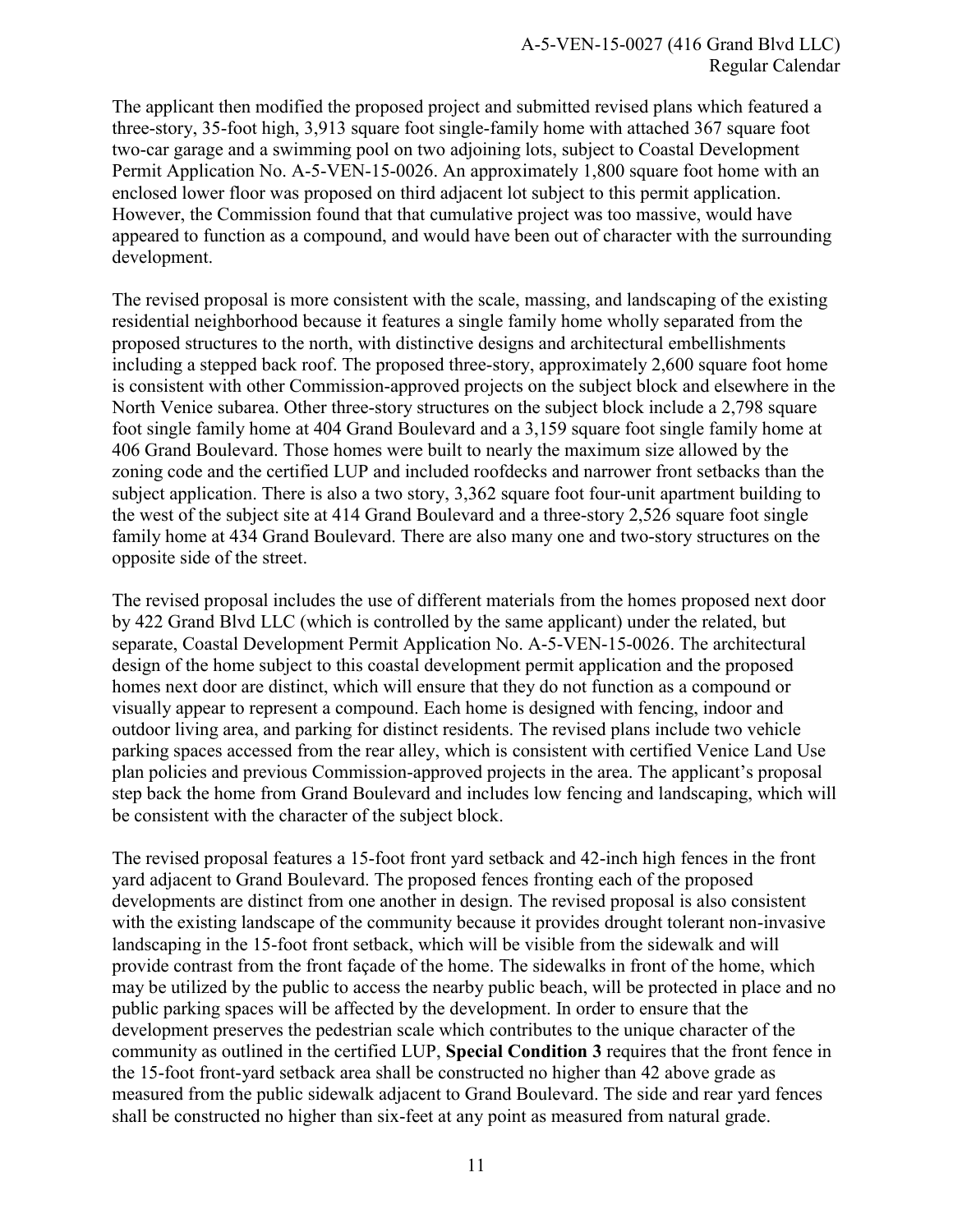The applicant then modified the proposed project and submitted revised plans which featured a three-story, 35-foot high, 3,913 square foot single-family home with attached 367 square foot two-car garage and a swimming pool on two adjoining lots, subject to Coastal Development Permit Application No. A-5-VEN-15-0026. An approximately 1,800 square foot home with an enclosed lower floor was proposed on third adjacent lot subject to this permit application. However, the Commission found that that cumulative project was too massive, would have appeared to function as a compound, and would have been out of character with the surrounding development.

The revised proposal is more consistent with the scale, massing, and landscaping of the existing residential neighborhood because it features a single family home wholly separated from the proposed structures to the north, with distinctive designs and architectural embellishments including a stepped back roof. The proposed three-story, approximately 2,600 square foot home is consistent with other Commission-approved projects on the subject block and elsewhere in the North Venice subarea. Other three-story structures on the subject block include a 2,798 square foot single family home at 404 Grand Boulevard and a 3,159 square foot single family home at 406 Grand Boulevard. Those homes were built to nearly the maximum size allowed by the zoning code and the certified LUP and included roofdecks and narrower front setbacks than the subject application. There is also a two story, 3,362 square foot four-unit apartment building to the west of the subject site at 414 Grand Boulevard and a three-story 2,526 square foot single family home at 434 Grand Boulevard. There are also many one and two-story structures on the opposite side of the street.

The revised proposal includes the use of different materials from the homes proposed next door by 422 Grand Blvd LLC (which is controlled by the same applicant) under the related, but separate, Coastal Development Permit Application No. A-5-VEN-15-0026. The architectural design of the home subject to this coastal development permit application and the proposed homes next door are distinct, which will ensure that they do not function as a compound or visually appear to represent a compound. Each home is designed with fencing, indoor and outdoor living area, and parking for distinct residents. The revised plans include two vehicle parking spaces accessed from the rear alley, which is consistent with certified Venice Land Use plan policies and previous Commission-approved projects in the area. The applicant's proposal step back the home from Grand Boulevard and includes low fencing and landscaping, which will be consistent with the character of the subject block.

The revised proposal features a 15-foot front yard setback and 42-inch high fences in the front yard adjacent to Grand Boulevard. The proposed fences fronting each of the proposed developments are distinct from one another in design. The revised proposal is also consistent with the existing landscape of the community because it provides drought tolerant non-invasive landscaping in the 15-foot front setback, which will be visible from the sidewalk and will provide contrast from the front façade of the home. The sidewalks in front of the home, which may be utilized by the public to access the nearby public beach, will be protected in place and no public parking spaces will be affected by the development. In order to ensure that the development preserves the pedestrian scale which contributes to the unique character of the community as outlined in the certified LUP, **Special Condition 3** requires that the front fence in the 15-foot front-yard setback area shall be constructed no higher than 42 above grade as measured from the public sidewalk adjacent to Grand Boulevard. The side and rear yard fences shall be constructed no higher than six-feet at any point as measured from natural grade.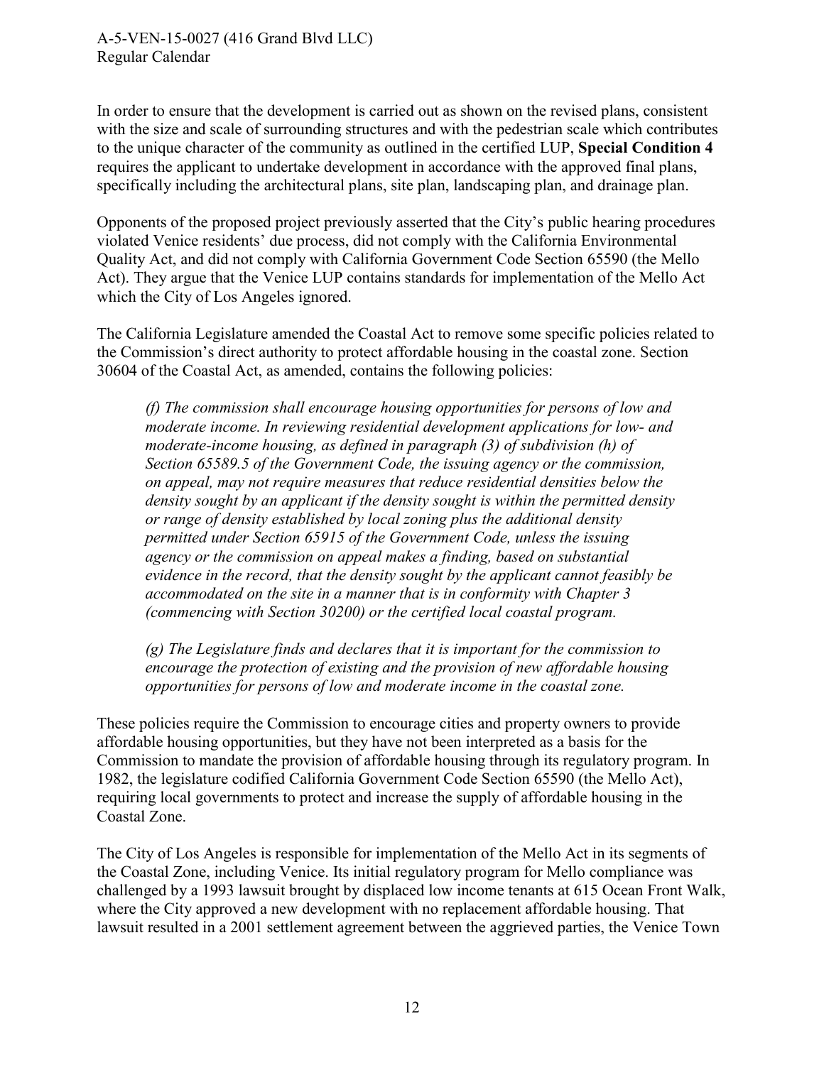In order to ensure that the development is carried out as shown on the revised plans, consistent with the size and scale of surrounding structures and with the pedestrian scale which contributes to the unique character of the community as outlined in the certified LUP, **Special Condition 4** requires the applicant to undertake development in accordance with the approved final plans, specifically including the architectural plans, site plan, landscaping plan, and drainage plan.

Opponents of the proposed project previously asserted that the City's public hearing procedures violated Venice residents' due process, did not comply with the California Environmental Quality Act, and did not comply with California Government Code Section 65590 (the Mello Act). They argue that the Venice LUP contains standards for implementation of the Mello Act which the City of Los Angeles ignored.

The California Legislature amended the Coastal Act to remove some specific policies related to the Commission's direct authority to protect affordable housing in the coastal zone. Section 30604 of the Coastal Act, as amended, contains the following policies:

> *(f) The commission shall encourage housing opportunities for persons of low and moderate income. In reviewing residential development applications for low- and moderate-income housing, as defined in paragraph (3) of subdivision (h) of Section 65589.5 of the Government Code, the issuing agency or the commission, on appeal, may not require measures that reduce residential densities below the density sought by an applicant if the density sought is within the permitted density or range of density established by local zoning plus the additional density permitted under Section 65915 of the Government Code, unless the issuing agency or the commission on appeal makes a finding, based on substantial evidence in the record, that the density sought by the applicant cannot feasibly be accommodated on the site in a manner that is in conformity with Chapter 3 (commencing with Section 30200) or the certified local coastal program.*
>
> *(g) The Legislature finds and declares that it is important for the commission to encourage the protection of existing and the provision of new affordable housing opportunities for persons of low and moderate income in the coastal zone.*

These policies require the Commission to encourage cities and property owners to provide affordable housing opportunities, but they have not been interpreted as a basis for the Commission to mandate the provision of affordable housing through its regulatory program. In 1982, the legislature codified California Government Code Section 65590 (the Mello Act), requiring local governments to protect and increase the supply of affordable housing in the Coastal Zone.

The City of Los Angeles is responsible for implementation of the Mello Act in its segments of the Coastal Zone, including Venice. Its initial regulatory program for Mello compliance was challenged by a 1993 lawsuit brought by displaced low income tenants at 615 Ocean Front Walk, where the City approved a new development with no replacement affordable housing. That lawsuit resulted in a 2001 settlement agreement between the aggrieved parties, the Venice Town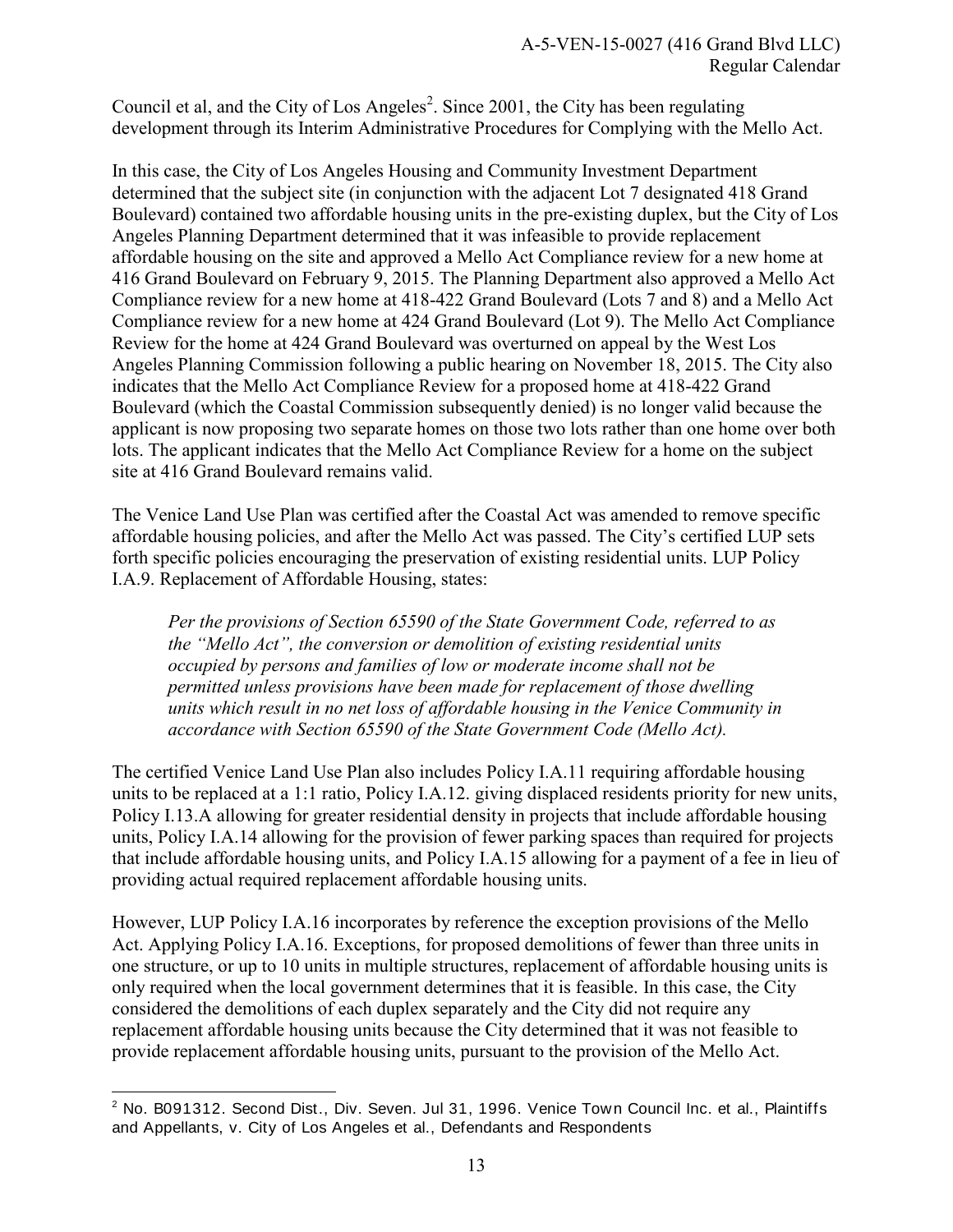Council et al, and the City of Los Angeles[2]. Since 2001, the City has been regulating development through its Interim Administrative Procedures for Complying with the Mello Act.

In this case, the City of Los Angeles Housing and Community Investment Department determined that the subject site (in conjunction with the adjacent Lot 7 designated 418 Grand Boulevard) contained two affordable housing units in the pre-existing duplex, but the City of Los Angeles Planning Department determined that it was infeasible to provide replacement affordable housing on the site and approved a Mello Act Compliance review for a new home at 416 Grand Boulevard on February 9, 2015. The Planning Department also approved a Mello Act Compliance review for a new home at 418-422 Grand Boulevard (Lots 7 and 8) and a Mello Act Compliance review for a new home at 424 Grand Boulevard (Lot 9). The Mello Act Compliance Review for the home at 424 Grand Boulevard was overturned on appeal by the West Los Angeles Planning Commission following a public hearing on November 18, 2015. The City also indicates that the Mello Act Compliance Review for a proposed home at 418-422 Grand Boulevard (which the Coastal Commission subsequently denied) is no longer valid because the applicant is now proposing two separate homes on those two lots rather than one home over both lots. The applicant indicates that the Mello Act Compliance Review for a home on the subject site at 416 Grand Boulevard remains valid.

The Venice Land Use Plan was certified after the Coastal Act was amended to remove specific affordable housing policies, and after the Mello Act was passed. The City's certified LUP sets forth specific policies encouraging the preservation of existing residential units. LUP Policy I.A.9. Replacement of Affordable Housing, states:

> *Per the provisions of Section 65590 of the State Government Code, referred to as the "Mello Act", the conversion or demolition of existing residential units occupied by persons and families of low or moderate income shall not be permitted unless provisions have been made for replacement of those dwelling units which result in no net loss of affordable housing in the Venice Community in accordance with Section 65590 of the State Government Code (Mello Act).*

The certified Venice Land Use Plan also includes Policy I.A.11 requiring affordable housing units to be replaced at a 1:1 ratio, Policy I.A.12. giving displaced residents priority for new units, Policy I.13.A allowing for greater residential density in projects that include affordable housing units, Policy I.A.14 allowing for the provision of fewer parking spaces than required for projects that include affordable housing units, and Policy I.A.15 allowing for a payment of a fee in lieu of providing actual required replacement affordable housing units.

However, LUP Policy I.A.16 incorporates by reference the exception provisions of the Mello Act. Applying Policy I.A.16. Exceptions, for proposed demolitions of fewer than three units in one structure, or up to 10 units in multiple structures, replacement of affordable housing units is only required when the local government determines that it is feasible. In this case, the City considered the demolitions of each duplex separately and the City did not require any replacement affordable housing units because the City determined that it was not feasible to provide replacement affordable housing units, pursuant to the provision of the Mello Act.

---

[2] No. B091312. Second Dist., Div. Seven. Jul 31, 1996. Venice Town Council Inc. et al., Plaintiffs and Appellants, v. City of Los Angeles et al., Defendants and Respondents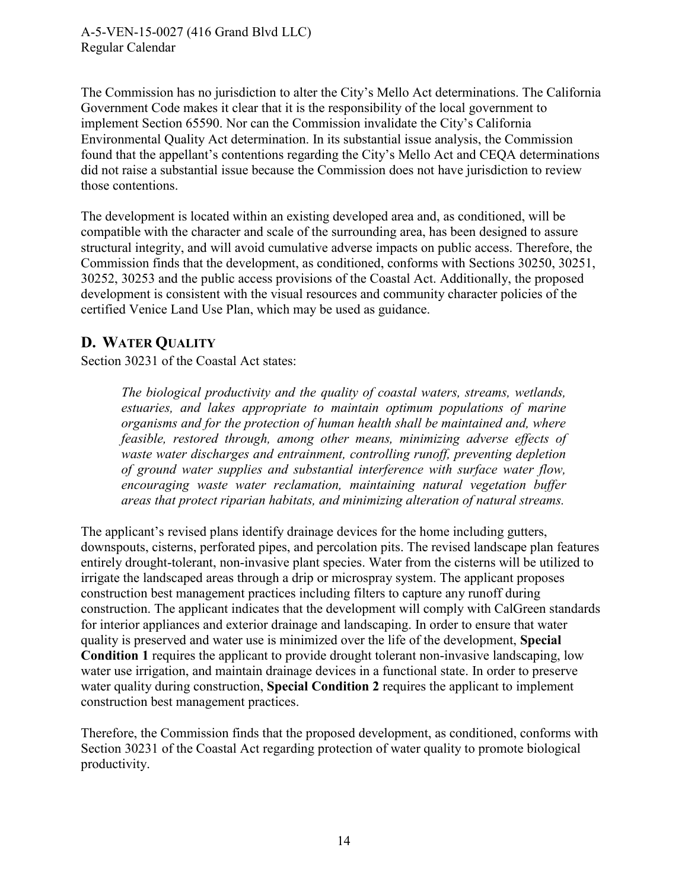The Commission has no jurisdiction to alter the City's Mello Act determinations. The California Government Code makes it clear that it is the responsibility of the local government to implement Section 65590. Nor can the Commission invalidate the City's California Environmental Quality Act determination. In its substantial issue analysis, the Commission found that the appellant's contentions regarding the City's Mello Act and CEQA determinations did not raise a substantial issue because the Commission does not have jurisdiction to review those contentions.

The development is located within an existing developed area and, as conditioned, will be compatible with the character and scale of the surrounding area, has been designed to assure structural integrity, and will avoid cumulative adverse impacts on public access. Therefore, the Commission finds that the development, as conditioned, conforms with Sections 30250, 30251, 30252, 30253 and the public access provisions of the Coastal Act. Additionally, the proposed development is consistent with the visual resources and community character policies of the certified Venice Land Use Plan, which may be used as guidance.

## D. WATER QUALITY

Section 30231 of the Coastal Act states:

> *The biological productivity and the quality of coastal waters, streams, wetlands, estuaries, and lakes appropriate to maintain optimum populations of marine organisms and for the protection of human health shall be maintained and, where feasible, restored through, among other means, minimizing adverse effects of waste water discharges and entrainment, controlling runoff, preventing depletion of ground water supplies and substantial interference with surface water flow, encouraging waste water reclamation, maintaining natural vegetation buffer areas that protect riparian habitats, and minimizing alteration of natural streams.*

The applicant's revised plans identify drainage devices for the home including gutters, downspouts, cisterns, perforated pipes, and percolation pits. The revised landscape plan features entirely drought-tolerant, non-invasive plant species. Water from the cisterns will be utilized to irrigate the landscaped areas through a drip or microspray system. The applicant proposes construction best management practices including filters to capture any runoff during construction. The applicant indicates that the development will comply with CalGreen standards for interior appliances and exterior drainage and landscaping. In order to ensure that water quality is preserved and water use is minimized over the life of the development, **Special Condition 1** requires the applicant to provide drought tolerant non-invasive landscaping, low water use irrigation, and maintain drainage devices in a functional state. In order to preserve water quality during construction, **Special Condition 2** requires the applicant to implement construction best management practices.

Therefore, the Commission finds that the proposed development, as conditioned, conforms with Section 30231 of the Coastal Act regarding protection of water quality to promote biological productivity.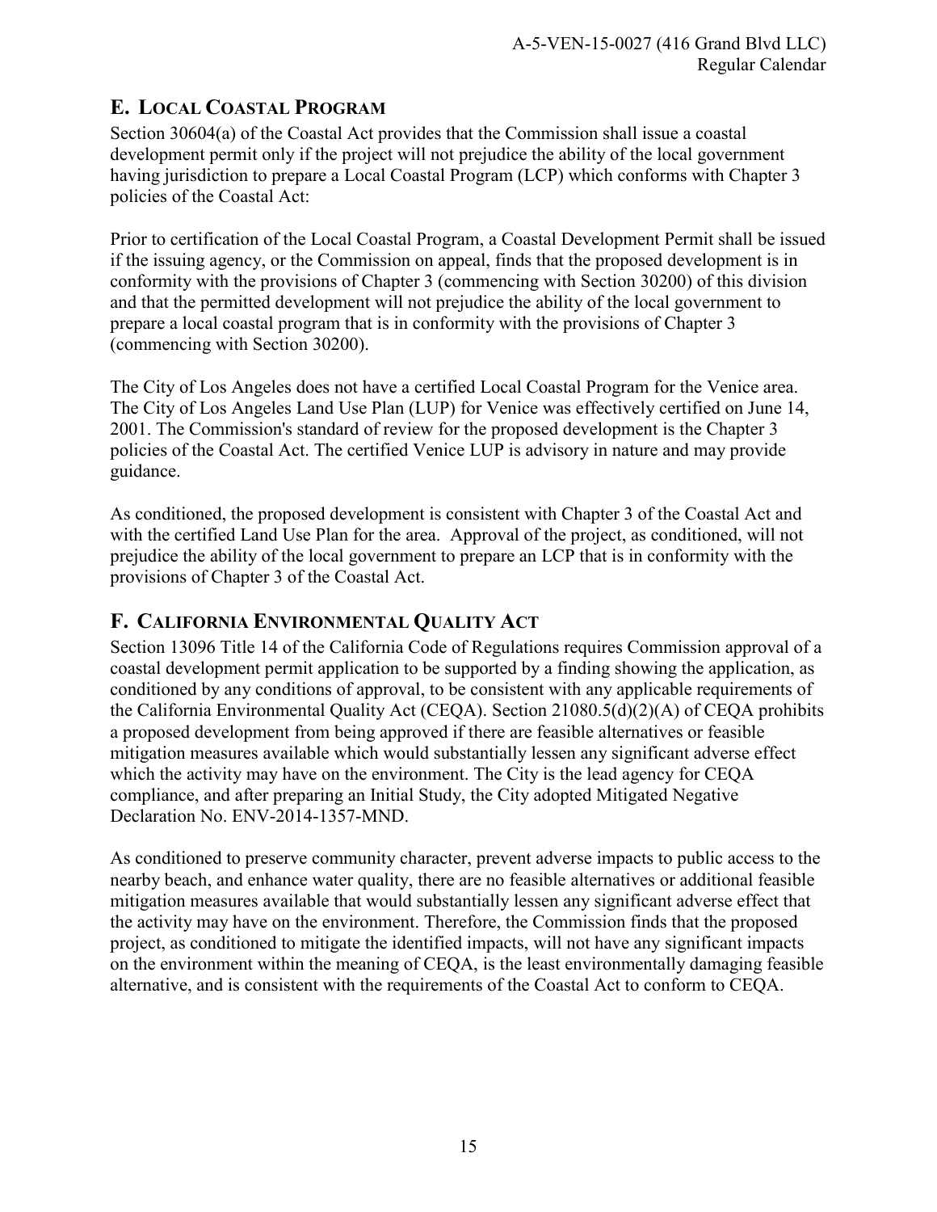## E. Local Coastal Program

Section 30604(a) of the Coastal Act provides that the Commission shall issue a coastal development permit only if the project will not prejudice the ability of the local government having jurisdiction to prepare a Local Coastal Program (LCP) which conforms with Chapter 3 policies of the Coastal Act:

Prior to certification of the Local Coastal Program, a Coastal Development Permit shall be issued if the issuing agency, or the Commission on appeal, finds that the proposed development is in conformity with the provisions of Chapter 3 (commencing with Section 30200) of this division and that the permitted development will not prejudice the ability of the local government to prepare a local coastal program that is in conformity with the provisions of Chapter 3 (commencing with Section 30200).

The City of Los Angeles does not have a certified Local Coastal Program for the Venice area. The City of Los Angeles Land Use Plan (LUP) for Venice was effectively certified on June 14, 2001. The Commission's standard of review for the proposed development is the Chapter 3 policies of the Coastal Act. The certified Venice LUP is advisory in nature and may provide guidance.

As conditioned, the proposed development is consistent with Chapter 3 of the Coastal Act and with the certified Land Use Plan for the area. Approval of the project, as conditioned, will not prejudice the ability of the local government to prepare an LCP that is in conformity with the provisions of Chapter 3 of the Coastal Act.

## F. California Environmental Quality Act

Section 13096 Title 14 of the California Code of Regulations requires Commission approval of a coastal development permit application to be supported by a finding showing the application, as conditioned by any conditions of approval, to be consistent with any applicable requirements of the California Environmental Quality Act (CEQA). Section 21080.5(d)(2)(A) of CEQA prohibits a proposed development from being approved if there are feasible alternatives or feasible mitigation measures available which would substantially lessen any significant adverse effect which the activity may have on the environment. The City is the lead agency for CEQA compliance, and after preparing an Initial Study, the City adopted Mitigated Negative Declaration No. ENV-2014-1357-MND.

As conditioned to preserve community character, prevent adverse impacts to public access to the nearby beach, and enhance water quality, there are no feasible alternatives or additional feasible mitigation measures available that would substantially lessen any significant adverse effect that the activity may have on the environment. Therefore, the Commission finds that the proposed project, as conditioned to mitigate the identified impacts, will not have any significant impacts on the environment within the meaning of CEQA, is the least environmentally damaging feasible alternative, and is consistent with the requirements of the Coastal Act to conform to CEQA.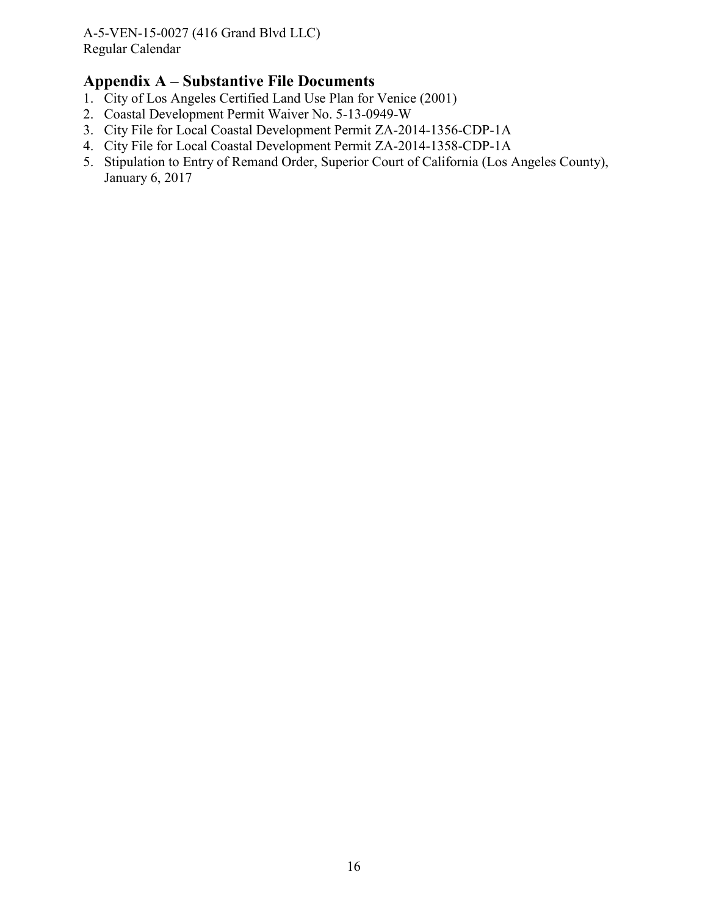## Appendix A – Substantive File Documents

1. City of Los Angeles Certified Land Use Plan for Venice (2001)
2. Coastal Development Permit Waiver No. 5-13-0949-W
3. City File for Local Coastal Development Permit ZA-2014-1356-CDP-1A
4. City File for Local Coastal Development Permit ZA-2014-1358-CDP-1A
5. Stipulation to Entry of Remand Order, Superior Court of California (Los Angeles County), January 6, 2017